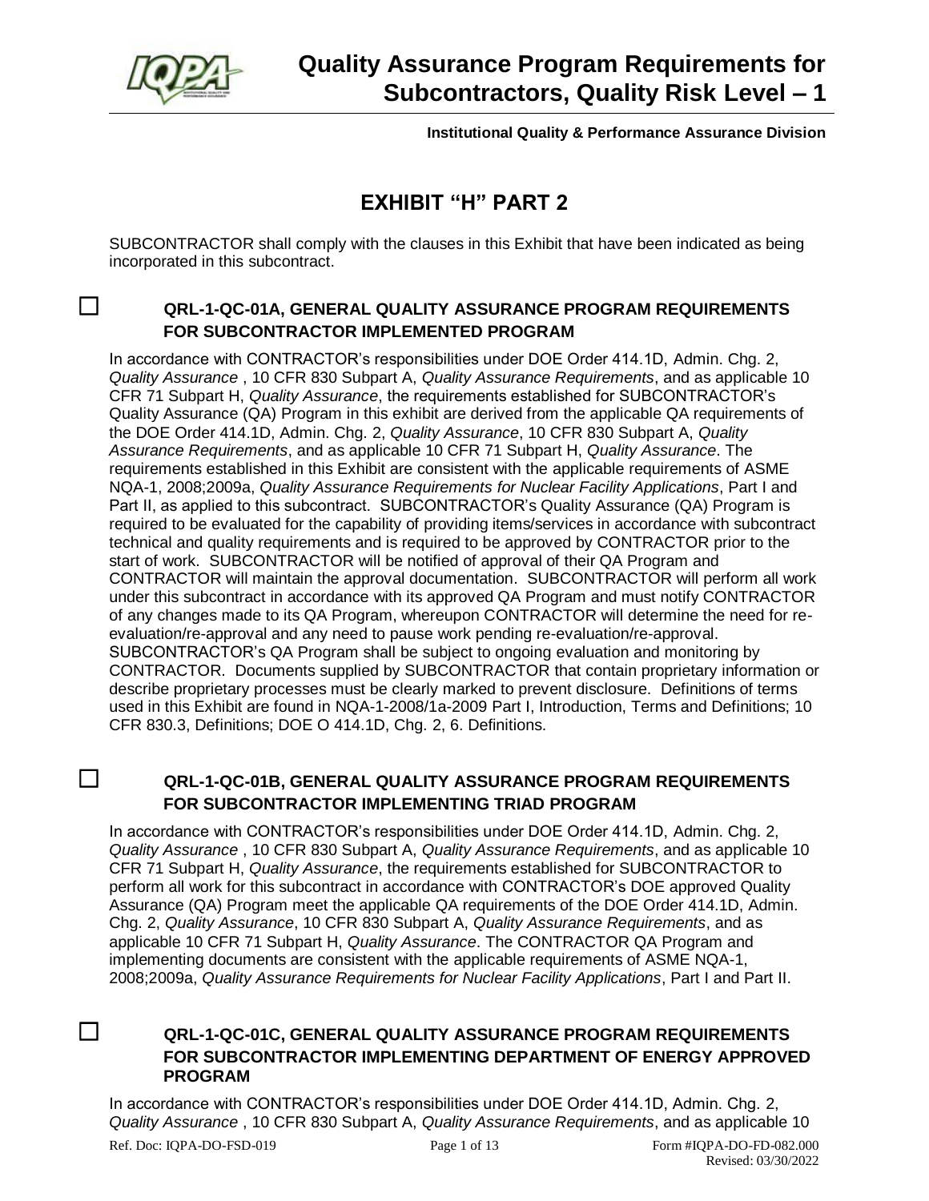# Quality Assurance Program Requirements for Subcontractors, Quality Risk Level – 1

**Institutional Quality & Performance Assurance Division**

## EXHIBIT "H" PART 2

SUBCONTRACTOR shall comply with the clauses in this Exhibit that have been indicated as being incorporated in this subcontract.

### ☐ QRL-1-QC-01A, GENERAL QUALITY ASSURANCE PROGRAM REQUIREMENTS FOR SUBCONTRACTOR IMPLEMENTED PROGRAM

In accordance with CONTRACTOR's responsibilities under DOE Order 414.1D, Admin. Chg. 2, *Quality Assurance* , 10 CFR 830 Subpart A, *Quality Assurance Requirements*, and as applicable 10 CFR 71 Subpart H, *Quality Assurance*, the requirements established for SUBCONTRACTOR's Quality Assurance (QA) Program in this exhibit are derived from the applicable QA requirements of the DOE Order 414.1D, Admin. Chg. 2, *Quality Assurance*, 10 CFR 830 Subpart A, *Quality Assurance Requirements*, and as applicable 10 CFR 71 Subpart H, *Quality Assurance*. The requirements established in this Exhibit are consistent with the applicable requirements of ASME NQA-1, 2008;2009a, *Quality Assurance Requirements for Nuclear Facility Applications*, Part I and Part II, as applied to this subcontract. SUBCONTRACTOR's Quality Assurance (QA) Program is required to be evaluated for the capability of providing items/services in accordance with subcontract technical and quality requirements and is required to be approved by CONTRACTOR prior to the start of work. SUBCONTRACTOR will be notified of approval of their QA Program and CONTRACTOR will maintain the approval documentation. SUBCONTRACTOR will perform all work under this subcontract in accordance with its approved QA Program and must notify CONTRACTOR of any changes made to its QA Program, whereupon CONTRACTOR will determine the need for re-evaluation/re-approval and any need to pause work pending re-evaluation/re-approval. SUBCONTRACTOR's QA Program shall be subject to ongoing evaluation and monitoring by CONTRACTOR. Documents supplied by SUBCONTRACTOR that contain proprietary information or describe proprietary processes must be clearly marked to prevent disclosure. Definitions of terms used in this Exhibit are found in NQA-1-2008/1a-2009 Part I, Introduction, Terms and Definitions; 10 CFR 830.3, Definitions; DOE O 414.1D, Chg. 2, 6. Definitions.

### ☐ QRL-1-QC-01B, GENERAL QUALITY ASSURANCE PROGRAM REQUIREMENTS FOR SUBCONTRACTOR IMPLEMENTING TRIAD PROGRAM

In accordance with CONTRACTOR's responsibilities under DOE Order 414.1D, Admin. Chg. 2, *Quality Assurance* , 10 CFR 830 Subpart A, *Quality Assurance Requirements*, and as applicable 10 CFR 71 Subpart H, *Quality Assurance*, the requirements established for SUBCONTRACTOR to perform all work for this subcontract in accordance with CONTRACTOR's DOE approved Quality Assurance (QA) Program meet the applicable QA requirements of the DOE Order 414.1D, Admin. Chg. 2, *Quality Assurance*, 10 CFR 830 Subpart A, *Quality Assurance Requirements*, and as applicable 10 CFR 71 Subpart H, *Quality Assurance*. The CONTRACTOR QA Program and implementing documents are consistent with the applicable requirements of ASME NQA-1, 2008;2009a, *Quality Assurance Requirements for Nuclear Facility Applications*, Part I and Part II.

### ☐ QRL-1-QC-01C, GENERAL QUALITY ASSURANCE PROGRAM REQUIREMENTS FOR SUBCONTRACTOR IMPLEMENTING DEPARTMENT OF ENERGY APPROVED PROGRAM

In accordance with CONTRACTOR's responsibilities under DOE Order 414.1D, Admin. Chg. 2, *Quality Assurance* , 10 CFR 830 Subpart A, *Quality Assurance Requirements*, and as applicable 10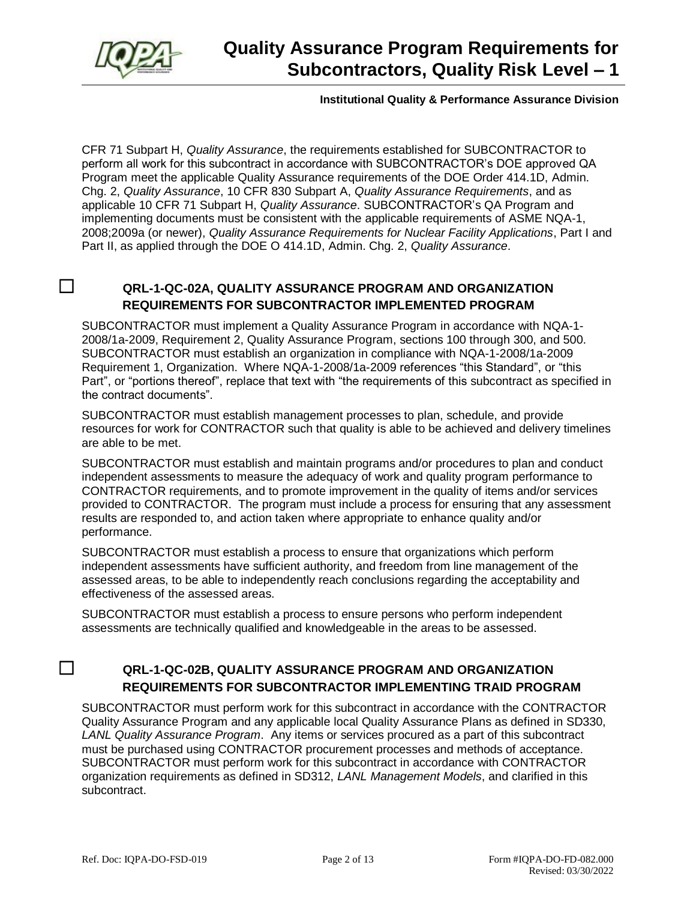CFR 71 Subpart H, *Quality Assurance*, the requirements established for SUBCONTRACTOR to perform all work for this subcontract in accordance with SUBCONTRACTOR's DOE approved QA Program meet the applicable Quality Assurance requirements of the DOE Order 414.1D, Admin. Chg. 2, *Quality Assurance*, 10 CFR 830 Subpart A, *Quality Assurance Requirements*, and as applicable 10 CFR 71 Subpart H, *Quality Assurance*. SUBCONTRACTOR's QA Program and implementing documents must be consistent with the applicable requirements of ASME NQA-1, 2008;2009a (or newer), *Quality Assurance Requirements for Nuclear Facility Applications*, Part I and Part II, as applied through the DOE O 414.1D, Admin. Chg. 2, *Quality Assurance*.

☐ **QRL-1-QC-02A, QUALITY ASSURANCE PROGRAM AND ORGANIZATION REQUIREMENTS FOR SUBCONTRACTOR IMPLEMENTED PROGRAM**

SUBCONTRACTOR must implement a Quality Assurance Program in accordance with NQA-1-2008/1a-2009, Requirement 2, Quality Assurance Program, sections 100 through 300, and 500. SUBCONTRACTOR must establish an organization in compliance with NQA-1-2008/1a-2009 Requirement 1, Organization. Where NQA-1-2008/1a-2009 references "this Standard", or "this Part", or "portions thereof", replace that text with "the requirements of this subcontract as specified in the contract documents".

SUBCONTRACTOR must establish management processes to plan, schedule, and provide resources for work for CONTRACTOR such that quality is able to be achieved and delivery timelines are able to be met.

SUBCONTRACTOR must establish and maintain programs and/or procedures to plan and conduct independent assessments to measure the adequacy of work and quality program performance to CONTRACTOR requirements, and to promote improvement in the quality of items and/or services provided to CONTRACTOR. The program must include a process for ensuring that any assessment results are responded to, and action taken where appropriate to enhance quality and/or performance.

SUBCONTRACTOR must establish a process to ensure that organizations which perform independent assessments have sufficient authority, and freedom from line management of the assessed areas, to be able to independently reach conclusions regarding the acceptability and effectiveness of the assessed areas.

SUBCONTRACTOR must establish a process to ensure persons who perform independent assessments are technically qualified and knowledgeable in the areas to be assessed.

☐ **QRL-1-QC-02B, QUALITY ASSURANCE PROGRAM AND ORGANIZATION REQUIREMENTS FOR SUBCONTRACTOR IMPLEMENTING TRAID PROGRAM**

SUBCONTRACTOR must perform work for this subcontract in accordance with the CONTRACTOR Quality Assurance Program and any applicable local Quality Assurance Plans as defined in SD330, *LANL Quality Assurance Program*. Any items or services procured as a part of this subcontract must be purchased using CONTRACTOR procurement processes and methods of acceptance. SUBCONTRACTOR must perform work for this subcontract in accordance with CONTRACTOR organization requirements as defined in SD312, *LANL Management Models*, and clarified in this subcontract.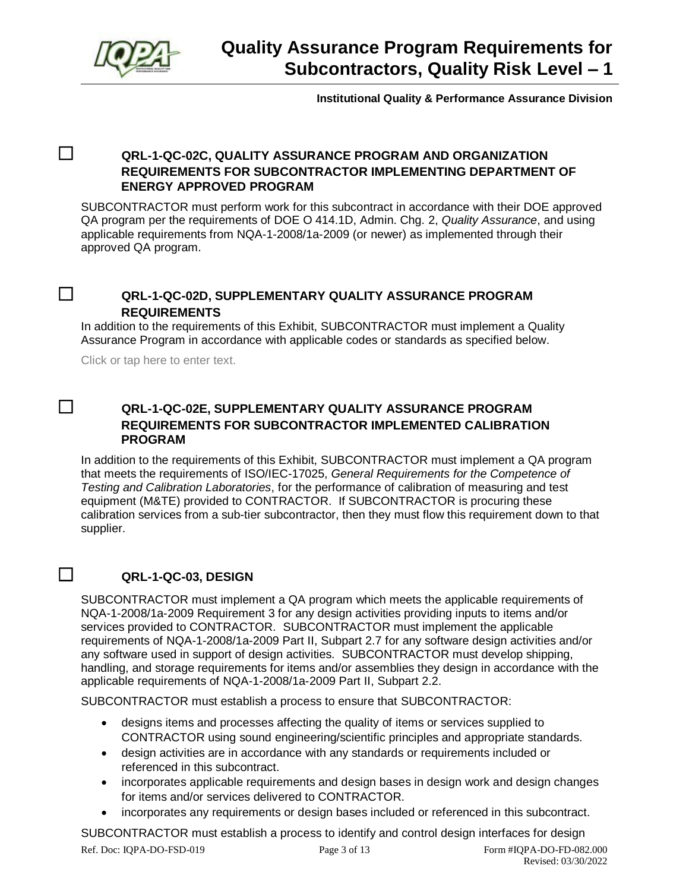☐ **QRL-1-QC-02C, QUALITY ASSURANCE PROGRAM AND ORGANIZATION REQUIREMENTS FOR SUBCONTRACTOR IMPLEMENTING DEPARTMENT OF ENERGY APPROVED PROGRAM**

SUBCONTRACTOR must perform work for this subcontract in accordance with their DOE approved QA program per the requirements of DOE O 414.1D, Admin. Chg. 2, *Quality Assurance*, and using applicable requirements from NQA-1-2008/1a-2009 (or newer) as implemented through their approved QA program.

☐ **QRL-1-QC-02D, SUPPLEMENTARY QUALITY ASSURANCE PROGRAM REQUIREMENTS**

In addition to the requirements of this Exhibit, SUBCONTRACTOR must implement a Quality Assurance Program in accordance with applicable codes or standards as specified below.

Click or tap here to enter text.

☐ **QRL-1-QC-02E, SUPPLEMENTARY QUALITY ASSURANCE PROGRAM REQUIREMENTS FOR SUBCONTRACTOR IMPLEMENTED CALIBRATION PROGRAM**

In addition to the requirements of this Exhibit, SUBCONTRACTOR must implement a QA program that meets the requirements of ISO/IEC-17025, *General Requirements for the Competence of Testing and Calibration Laboratories*, for the performance of calibration of measuring and test equipment (M&TE) provided to CONTRACTOR. If SUBCONTRACTOR is procuring these calibration services from a sub-tier subcontractor, then they must flow this requirement down to that supplier.

☐ **QRL-1-QC-03, DESIGN**

SUBCONTRACTOR must implement a QA program which meets the applicable requirements of NQA-1-2008/1a-2009 Requirement 3 for any design activities providing inputs to items and/or services provided to CONTRACTOR. SUBCONTRACTOR must implement the applicable requirements of NQA-1-2008/1a-2009 Part II, Subpart 2.7 for any software design activities and/or any software used in support of design activities. SUBCONTRACTOR must develop shipping, handling, and storage requirements for items and/or assemblies they design in accordance with the applicable requirements of NQA-1-2008/1a-2009 Part II, Subpart 2.2.

SUBCONTRACTOR must establish a process to ensure that SUBCONTRACTOR:

- designs items and processes affecting the quality of items or services supplied to CONTRACTOR using sound engineering/scientific principles and appropriate standards.
- design activities are in accordance with any standards or requirements included or referenced in this subcontract.
- incorporates applicable requirements and design bases in design work and design changes for items and/or services delivered to CONTRACTOR.
- incorporates any requirements or design bases included or referenced in this subcontract.

SUBCONTRACTOR must establish a process to identify and control design interfaces for design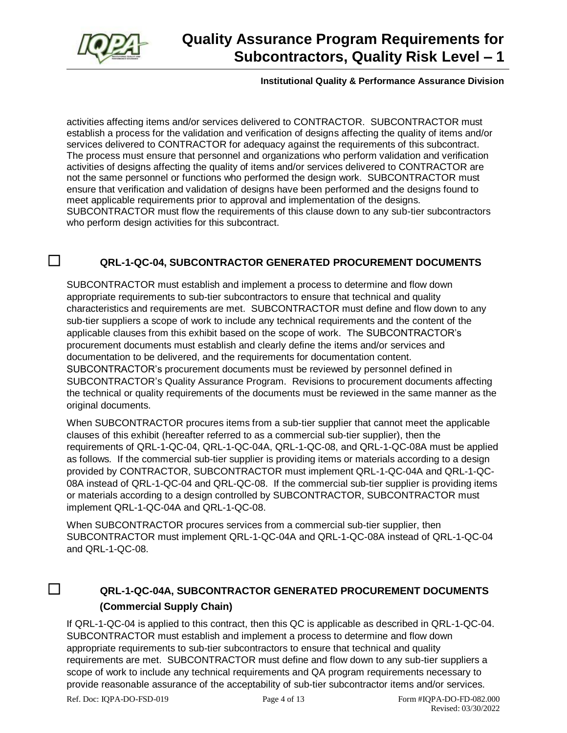activities affecting items and/or services delivered to CONTRACTOR. SUBCONTRACTOR must establish a process for the validation and verification of designs affecting the quality of items and/or services delivered to CONTRACTOR for adequacy against the requirements of this subcontract. The process must ensure that personnel and organizations who perform validation and verification activities of designs affecting the quality of items and/or services delivered to CONTRACTOR are not the same personnel or functions who performed the design work. SUBCONTRACTOR must ensure that verification and validation of designs have been performed and the designs found to meet applicable requirements prior to approval and implementation of the designs. SUBCONTRACTOR must flow the requirements of this clause down to any sub-tier subcontractors who perform design activities for this subcontract.

☐ **QRL-1-QC-04, SUBCONTRACTOR GENERATED PROCUREMENT DOCUMENTS**

SUBCONTRACTOR must establish and implement a process to determine and flow down appropriate requirements to sub-tier subcontractors to ensure that technical and quality characteristics and requirements are met. SUBCONTRACTOR must define and flow down to any sub-tier suppliers a scope of work to include any technical requirements and the content of the applicable clauses from this exhibit based on the scope of work. The SUBCONTRACTOR's procurement documents must establish and clearly define the items and/or services and documentation to be delivered, and the requirements for documentation content. SUBCONTRACTOR's procurement documents must be reviewed by personnel defined in SUBCONTRACTOR's Quality Assurance Program. Revisions to procurement documents affecting the technical or quality requirements of the documents must be reviewed in the same manner as the original documents.

When SUBCONTRACTOR procures items from a sub-tier supplier that cannot meet the applicable clauses of this exhibit (hereafter referred to as a commercial sub-tier supplier), then the requirements of QRL-1-QC-04, QRL-1-QC-04A, QRL-1-QC-08, and QRL-1-QC-08A must be applied as follows. If the commercial sub-tier supplier is providing items or materials according to a design provided by CONTRACTOR, SUBCONTRACTOR must implement QRL-1-QC-04A and QRL-1-QC-08A instead of QRL-1-QC-04 and QRL-QC-08. If the commercial sub-tier supplier is providing items or materials according to a design controlled by SUBCONTRACTOR, SUBCONTRACTOR must implement QRL-1-QC-04A and QRL-1-QC-08.

When SUBCONTRACTOR procures services from a commercial sub-tier supplier, then SUBCONTRACTOR must implement QRL-1-QC-04A and QRL-1-QC-08A instead of QRL-1-QC-04 and QRL-1-QC-08.

☐ **QRL-1-QC-04A, SUBCONTRACTOR GENERATED PROCUREMENT DOCUMENTS (Commercial Supply Chain)**

If QRL-1-QC-04 is applied to this contract, then this QC is applicable as described in QRL-1-QC-04. SUBCONTRACTOR must establish and implement a process to determine and flow down appropriate requirements to sub-tier subcontractors to ensure that technical and quality requirements are met. SUBCONTRACTOR must define and flow down to any sub-tier suppliers a scope of work to include any technical requirements and QA program requirements necessary to provide reasonable assurance of the acceptability of sub-tier subcontractor items and/or services.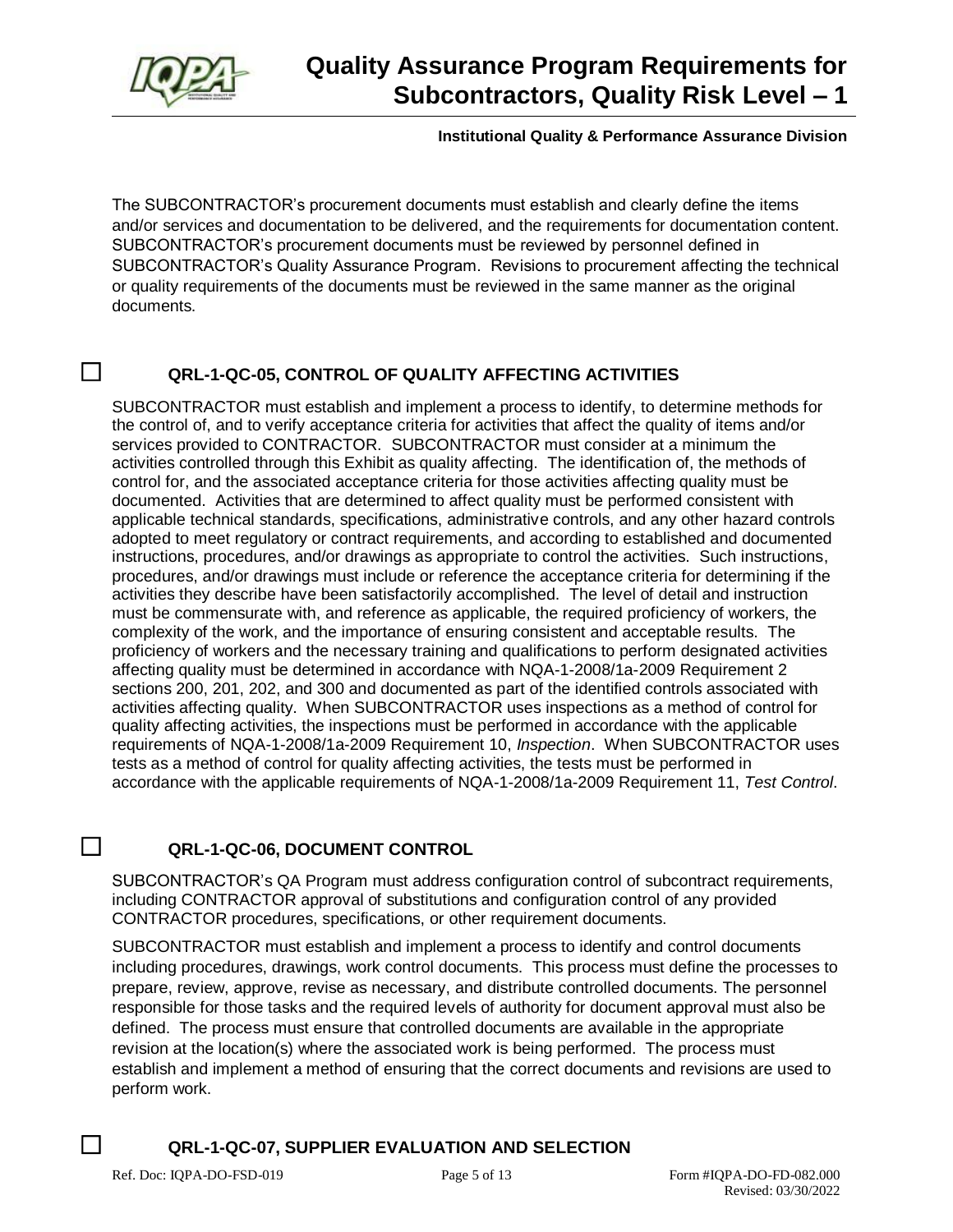The SUBCONTRACTOR's procurement documents must establish and clearly define the items and/or services and documentation to be delivered, and the requirements for documentation content. SUBCONTRACTOR's procurement documents must be reviewed by personnel defined in SUBCONTRACTOR's Quality Assurance Program. Revisions to procurement affecting the technical or quality requirements of the documents must be reviewed in the same manner as the original documents.

## ☐ QRL-1-QC-05, CONTROL OF QUALITY AFFECTING ACTIVITIES

SUBCONTRACTOR must establish and implement a process to identify, to determine methods for the control of, and to verify acceptance criteria for activities that affect the quality of items and/or services provided to CONTRACTOR. SUBCONTRACTOR must consider at a minimum the activities controlled through this Exhibit as quality affecting. The identification of, the methods of control for, and the associated acceptance criteria for those activities affecting quality must be documented. Activities that are determined to affect quality must be performed consistent with applicable technical standards, specifications, administrative controls, and any other hazard controls adopted to meet regulatory or contract requirements, and according to established and documented instructions, procedures, and/or drawings as appropriate to control the activities. Such instructions, procedures, and/or drawings must include or reference the acceptance criteria for determining if the activities they describe have been satisfactorily accomplished. The level of detail and instruction must be commensurate with, and reference as applicable, the required proficiency of workers, the complexity of the work, and the importance of ensuring consistent and acceptable results. The proficiency of workers and the necessary training and qualifications to perform designated activities affecting quality must be determined in accordance with NQA-1-2008/1a-2009 Requirement 2 sections 200, 201, 202, and 300 and documented as part of the identified controls associated with activities affecting quality. When SUBCONTRACTOR uses inspections as a method of control for quality affecting activities, the inspections must be performed in accordance with the applicable requirements of NQA-1-2008/1a-2009 Requirement 10, *Inspection*. When SUBCONTRACTOR uses tests as a method of control for quality affecting activities, the tests must be performed in accordance with the applicable requirements of NQA-1-2008/1a-2009 Requirement 11, *Test Control*.

## ☐ QRL-1-QC-06, DOCUMENT CONTROL

SUBCONTRACTOR's QA Program must address configuration control of subcontract requirements, including CONTRACTOR approval of substitutions and configuration control of any provided CONTRACTOR procedures, specifications, or other requirement documents.

SUBCONTRACTOR must establish and implement a process to identify and control documents including procedures, drawings, work control documents. This process must define the processes to prepare, review, approve, revise as necessary, and distribute controlled documents. The personnel responsible for those tasks and the required levels of authority for document approval must also be defined. The process must ensure that controlled documents are available in the appropriate revision at the location(s) where the associated work is being performed. The process must establish and implement a method of ensuring that the correct documents and revisions are used to perform work.

## ☐ QRL-1-QC-07, SUPPLIER EVALUATION AND SELECTION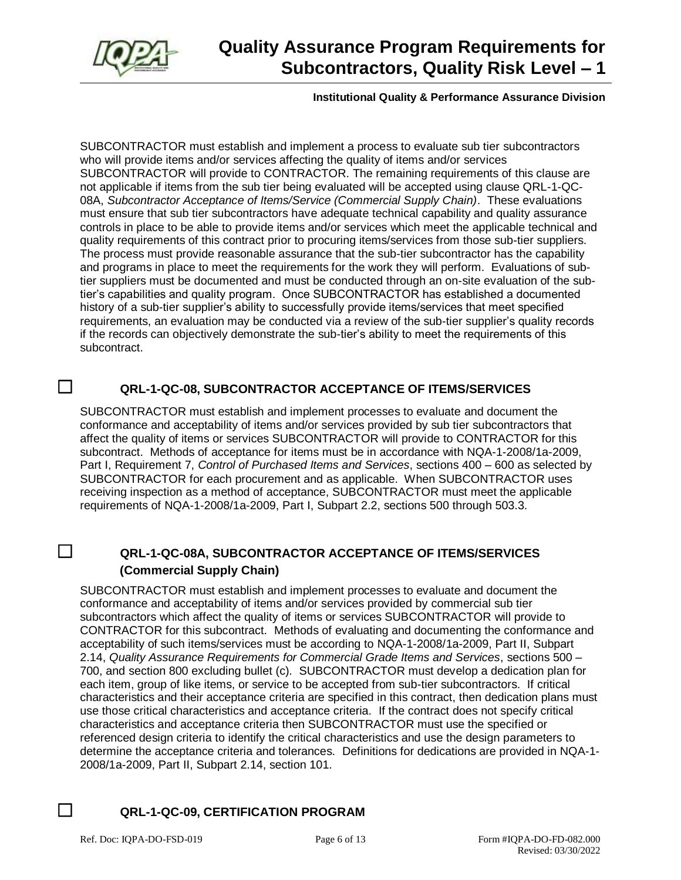SUBCONTRACTOR must establish and implement a process to evaluate sub tier subcontractors who will provide items and/or services affecting the quality of items and/or services SUBCONTRACTOR will provide to CONTRACTOR. The remaining requirements of this clause are not applicable if items from the sub tier being evaluated will be accepted using clause QRL-1-QC-08A, *Subcontractor Acceptance of Items/Service (Commercial Supply Chain)*. These evaluations must ensure that sub tier subcontractors have adequate technical capability and quality assurance controls in place to be able to provide items and/or services which meet the applicable technical and quality requirements of this contract prior to procuring items/services from those sub-tier suppliers. The process must provide reasonable assurance that the sub-tier subcontractor has the capability and programs in place to meet the requirements for the work they will perform. Evaluations of sub-tier suppliers must be documented and must be conducted through an on-site evaluation of the sub-tier's capabilities and quality program. Once SUBCONTRACTOR has established a documented history of a sub-tier supplier's ability to successfully provide items/services that meet specified requirements, an evaluation may be conducted via a review of the sub-tier supplier's quality records if the records can objectively demonstrate the sub-tier's ability to meet the requirements of this subcontract.

### ☐ QRL-1-QC-08, SUBCONTRACTOR ACCEPTANCE OF ITEMS/SERVICES

SUBCONTRACTOR must establish and implement processes to evaluate and document the conformance and acceptability of items and/or services provided by sub tier subcontractors that affect the quality of items or services SUBCONTRACTOR will provide to CONTRACTOR for this subcontract. Methods of acceptance for items must be in accordance with NQA-1-2008/1a-2009, Part I, Requirement 7, *Control of Purchased Items and Services*, sections 400 – 600 as selected by SUBCONTRACTOR for each procurement and as applicable. When SUBCONTRACTOR uses receiving inspection as a method of acceptance, SUBCONTRACTOR must meet the applicable requirements of NQA-1-2008/1a-2009, Part I, Subpart 2.2, sections 500 through 503.3.

### ☐ QRL-1-QC-08A, SUBCONTRACTOR ACCEPTANCE OF ITEMS/SERVICES (Commercial Supply Chain)

SUBCONTRACTOR must establish and implement processes to evaluate and document the conformance and acceptability of items and/or services provided by commercial sub tier subcontractors which affect the quality of items or services SUBCONTRACTOR will provide to CONTRACTOR for this subcontract. Methods of evaluating and documenting the conformance and acceptability of such items/services must be according to NQA-1-2008/1a-2009, Part II, Subpart 2.14, *Quality Assurance Requirements for Commercial Grade Items and Services*, sections 500 – 700, and section 800 excluding bullet (c). SUBCONTRACTOR must develop a dedication plan for each item, group of like items, or service to be accepted from sub-tier subcontractors. If critical characteristics and their acceptance criteria are specified in this contract, then dedication plans must use those critical characteristics and acceptance criteria. If the contract does not specify critical characteristics and acceptance criteria then SUBCONTRACTOR must use the specified or referenced design criteria to identify the critical characteristics and use the design parameters to determine the acceptance criteria and tolerances. Definitions for dedications are provided in NQA-1-2008/1a-2009, Part II, Subpart 2.14, section 101.

### ☐ QRL-1-QC-09, CERTIFICATION PROGRAM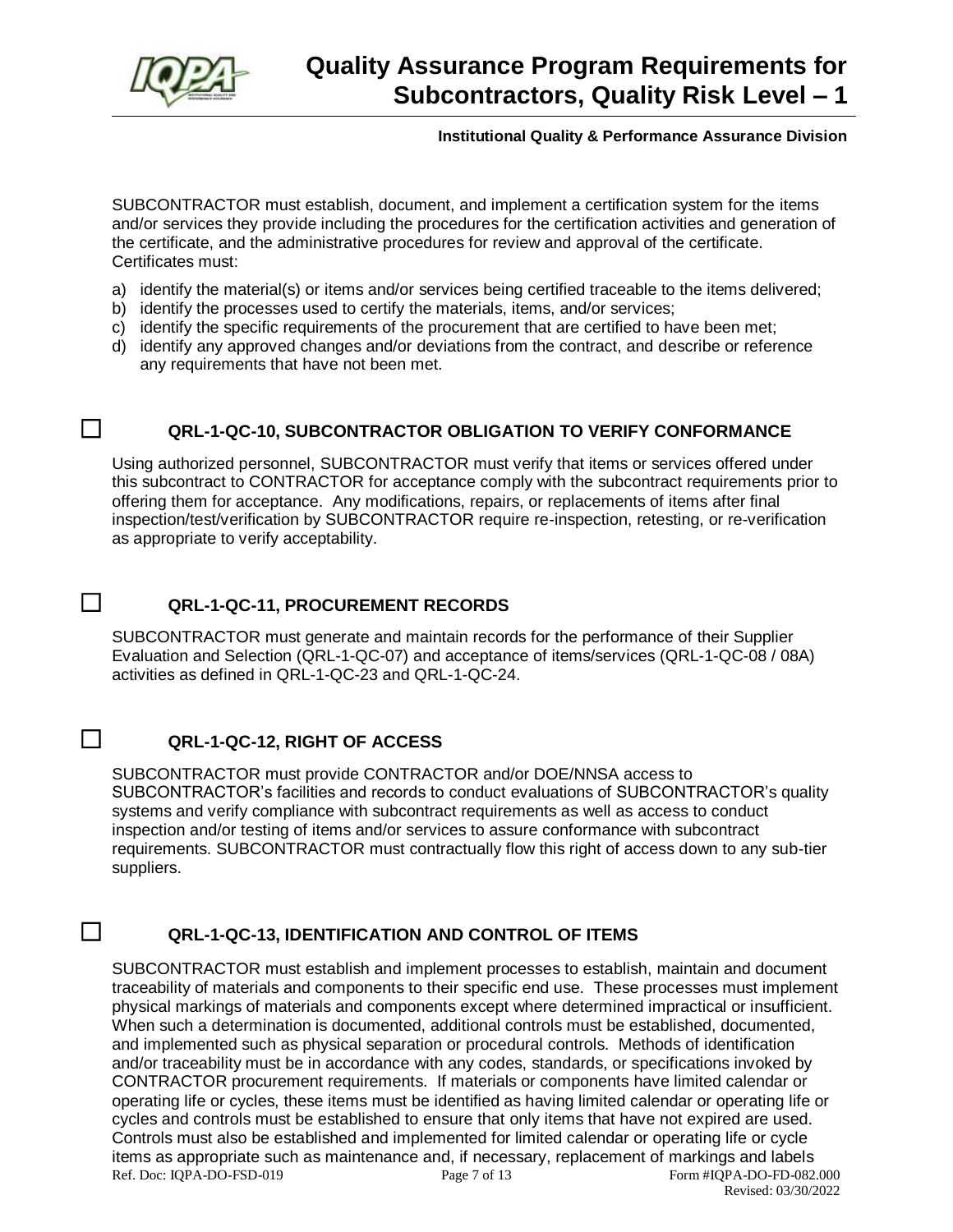SUBCONTRACTOR must establish, document, and implement a certification system for the items and/or services they provide including the procedures for the certification activities and generation of the certificate, and the administrative procedures for review and approval of the certificate. Certificates must:

a) identify the material(s) or items and/or services being certified traceable to the items delivered;
b) identify the processes used to certify the materials, items, and/or services;
c) identify the specific requirements of the procurement that are certified to have been met;
d) identify any approved changes and/or deviations from the contract, and describe or reference any requirements that have not been met.

## ☐ QRL-1-QC-10, SUBCONTRACTOR OBLIGATION TO VERIFY CONFORMANCE

Using authorized personnel, SUBCONTRACTOR must verify that items or services offered under this subcontract to CONTRACTOR for acceptance comply with the subcontract requirements prior to offering them for acceptance. Any modifications, repairs, or replacements of items after final inspection/test/verification by SUBCONTRACTOR require re-inspection, retesting, or re-verification as appropriate to verify acceptability.

## ☐ QRL-1-QC-11, PROCUREMENT RECORDS

SUBCONTRACTOR must generate and maintain records for the performance of their Supplier Evaluation and Selection (QRL-1-QC-07) and acceptance of items/services (QRL-1-QC-08 / 08A) activities as defined in QRL-1-QC-23 and QRL-1-QC-24.

## ☐ QRL-1-QC-12, RIGHT OF ACCESS

SUBCONTRACTOR must provide CONTRACTOR and/or DOE/NNSA access to SUBCONTRACTOR's facilities and records to conduct evaluations of SUBCONTRACTOR's quality systems and verify compliance with subcontract requirements as well as access to conduct inspection and/or testing of items and/or services to assure conformance with subcontract requirements. SUBCONTRACTOR must contractually flow this right of access down to any sub-tier suppliers.

## ☐ QRL-1-QC-13, IDENTIFICATION AND CONTROL OF ITEMS

SUBCONTRACTOR must establish and implement processes to establish, maintain and document traceability of materials and components to their specific end use. These processes must implement physical markings of materials and components except where determined impractical or insufficient. When such a determination is documented, additional controls must be established, documented, and implemented such as physical separation or procedural controls. Methods of identification and/or traceability must be in accordance with any codes, standards, or specifications invoked by CONTRACTOR procurement requirements. If materials or components have limited calendar or operating life or cycles, these items must be identified as having limited calendar or operating life or cycles and controls must be established to ensure that only items that have not expired are used. Controls must also be established and implemented for limited calendar or operating life or cycle items as appropriate such as maintenance and, if necessary, replacement of markings and labels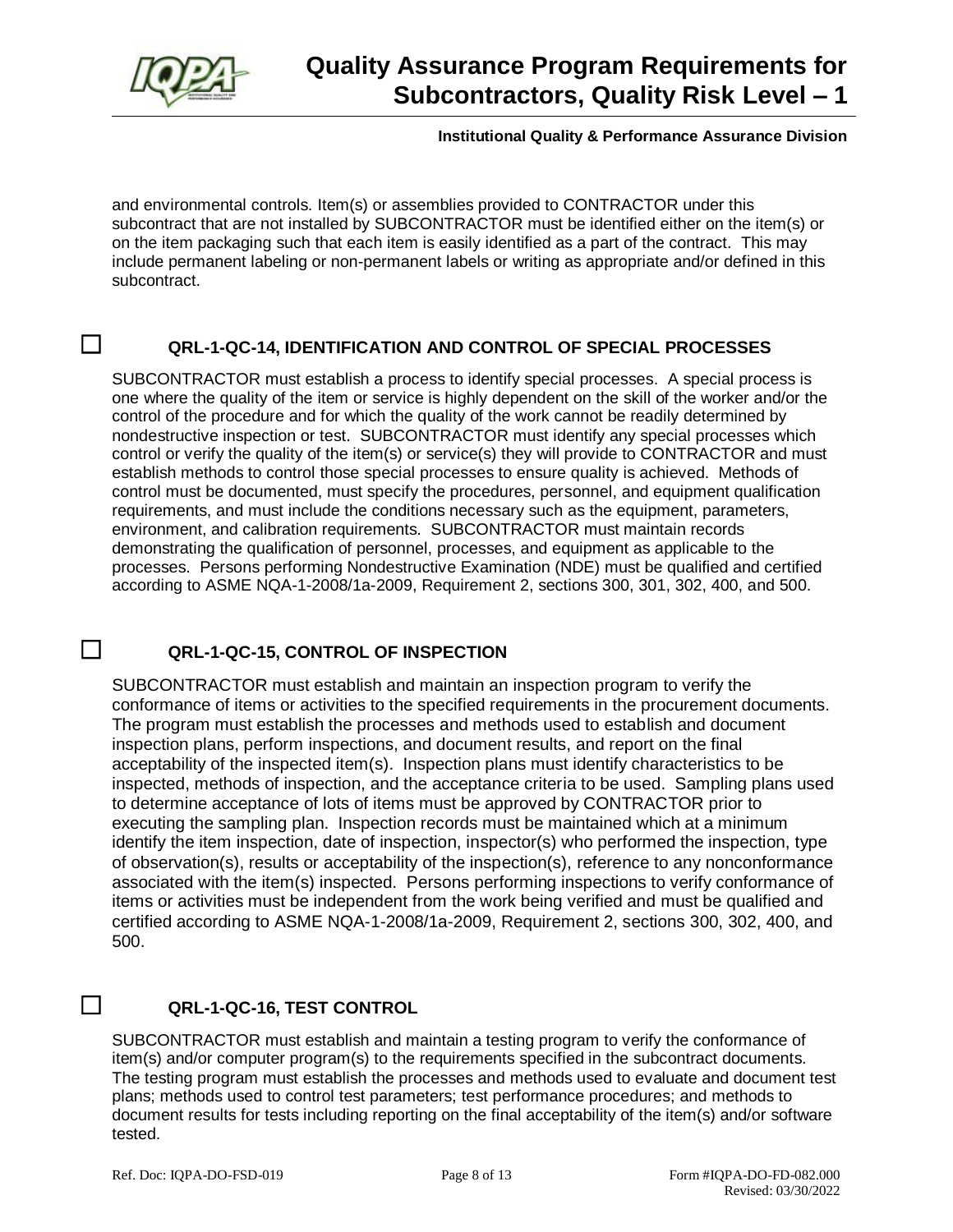and environmental controls. Item(s) or assemblies provided to CONTRACTOR under this subcontract that are not installed by SUBCONTRACTOR must be identified either on the item(s) or on the item packaging such that each item is easily identified as a part of the contract. This may include permanent labeling or non-permanent labels or writing as appropriate and/or defined in this subcontract.

## ☐ QRL-1-QC-14, IDENTIFICATION AND CONTROL OF SPECIAL PROCESSES

SUBCONTRACTOR must establish a process to identify special processes. A special process is one where the quality of the item or service is highly dependent on the skill of the worker and/or the control of the procedure and for which the quality of the work cannot be readily determined by nondestructive inspection or test. SUBCONTRACTOR must identify any special processes which control or verify the quality of the item(s) or service(s) they will provide to CONTRACTOR and must establish methods to control those special processes to ensure quality is achieved. Methods of control must be documented, must specify the procedures, personnel, and equipment qualification requirements, and must include the conditions necessary such as the equipment, parameters, environment, and calibration requirements. SUBCONTRACTOR must maintain records demonstrating the qualification of personnel, processes, and equipment as applicable to the processes. Persons performing Nondestructive Examination (NDE) must be qualified and certified according to ASME NQA-1-2008/1a-2009, Requirement 2, sections 300, 301, 302, 400, and 500.

## ☐ QRL-1-QC-15, CONTROL OF INSPECTION

SUBCONTRACTOR must establish and maintain an inspection program to verify the conformance of items or activities to the specified requirements in the procurement documents. The program must establish the processes and methods used to establish and document inspection plans, perform inspections, and document results, and report on the final acceptability of the inspected item(s). Inspection plans must identify characteristics to be inspected, methods of inspection, and the acceptance criteria to be used. Sampling plans used to determine acceptance of lots of items must be approved by CONTRACTOR prior to executing the sampling plan. Inspection records must be maintained which at a minimum identify the item inspection, date of inspection, inspector(s) who performed the inspection, type of observation(s), results or acceptability of the inspection(s), reference to any nonconformance associated with the item(s) inspected. Persons performing inspections to verify conformance of items or activities must be independent from the work being verified and must be qualified and certified according to ASME NQA-1-2008/1a-2009, Requirement 2, sections 300, 302, 400, and 500.

## ☐ QRL-1-QC-16, TEST CONTROL

SUBCONTRACTOR must establish and maintain a testing program to verify the conformance of item(s) and/or computer program(s) to the requirements specified in the subcontract documents. The testing program must establish the processes and methods used to evaluate and document test plans; methods used to control test parameters; test performance procedures; and methods to document results for tests including reporting on the final acceptability of the item(s) and/or software tested.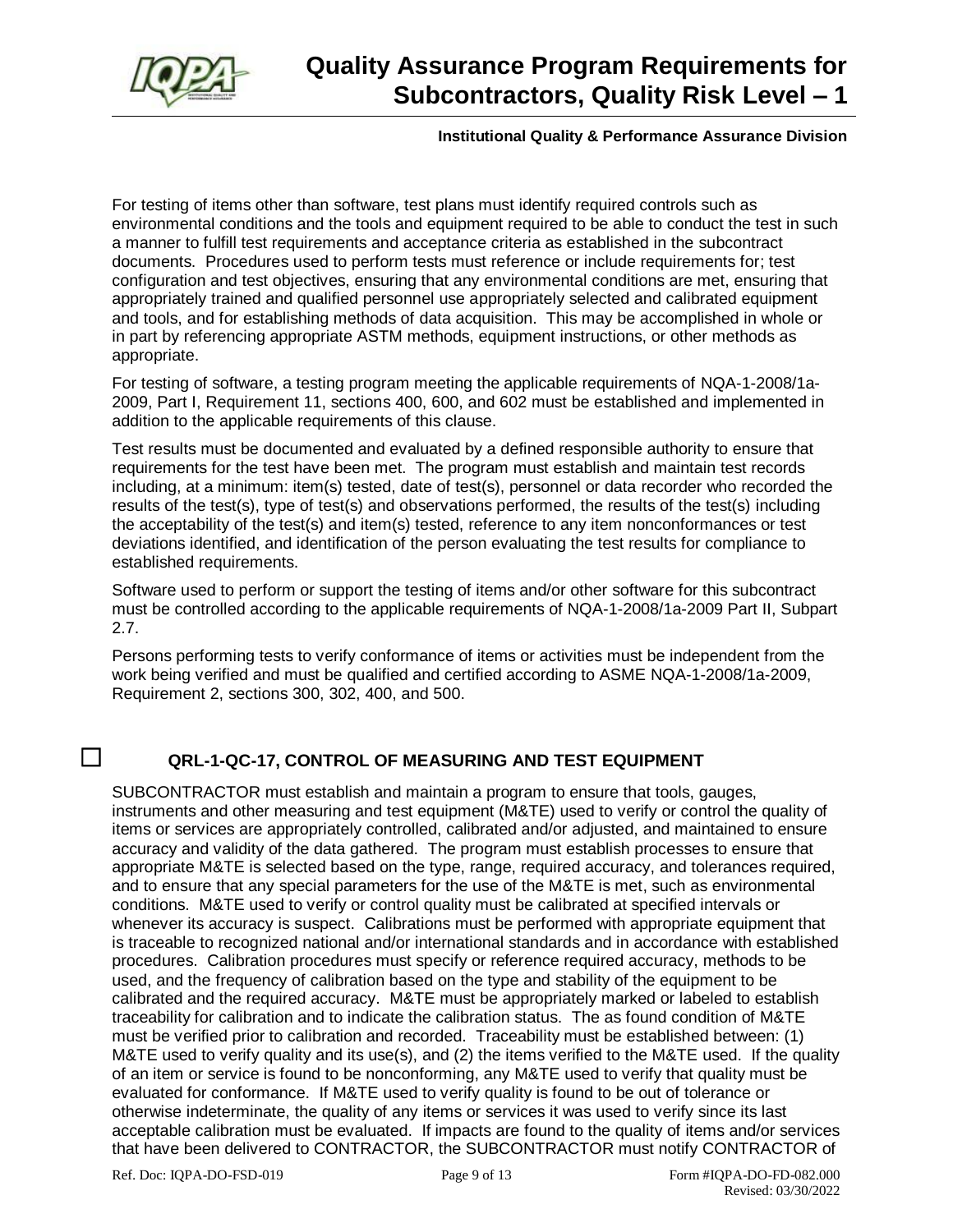For testing of items other than software, test plans must identify required controls such as environmental conditions and the tools and equipment required to be able to conduct the test in such a manner to fulfill test requirements and acceptance criteria as established in the subcontract documents. Procedures used to perform tests must reference or include requirements for; test configuration and test objectives, ensuring that any environmental conditions are met, ensuring that appropriately trained and qualified personnel use appropriately selected and calibrated equipment and tools, and for establishing methods of data acquisition. This may be accomplished in whole or in part by referencing appropriate ASTM methods, equipment instructions, or other methods as appropriate.

For testing of software, a testing program meeting the applicable requirements of NQA-1-2008/1a-2009, Part I, Requirement 11, sections 400, 600, and 602 must be established and implemented in addition to the applicable requirements of this clause.

Test results must be documented and evaluated by a defined responsible authority to ensure that requirements for the test have been met. The program must establish and maintain test records including, at a minimum: item(s) tested, date of test(s), personnel or data recorder who recorded the results of the test(s), type of test(s) and observations performed, the results of the test(s) including the acceptability of the test(s) and item(s) tested, reference to any item nonconformances or test deviations identified, and identification of the person evaluating the test results for compliance to established requirements.

Software used to perform or support the testing of items and/or other software for this subcontract must be controlled according to the applicable requirements of NQA-1-2008/1a-2009 Part II, Subpart 2.7.

Persons performing tests to verify conformance of items or activities must be independent from the work being verified and must be qualified and certified according to ASME NQA-1-2008/1a-2009, Requirement 2, sections 300, 302, 400, and 500.

## ☐ QRL-1-QC-17, CONTROL OF MEASURING AND TEST EQUIPMENT

SUBCONTRACTOR must establish and maintain a program to ensure that tools, gauges, instruments and other measuring and test equipment (M&TE) used to verify or control the quality of items or services are appropriately controlled, calibrated and/or adjusted, and maintained to ensure accuracy and validity of the data gathered. The program must establish processes to ensure that appropriate M&TE is selected based on the type, range, required accuracy, and tolerances required, and to ensure that any special parameters for the use of the M&TE is met, such as environmental conditions. M&TE used to verify or control quality must be calibrated at specified intervals or whenever its accuracy is suspect. Calibrations must be performed with appropriate equipment that is traceable to recognized national and/or international standards and in accordance with established procedures. Calibration procedures must specify or reference required accuracy, methods to be used, and the frequency of calibration based on the type and stability of the equipment to be calibrated and the required accuracy. M&TE must be appropriately marked or labeled to establish traceability for calibration and to indicate the calibration status. The as found condition of M&TE must be verified prior to calibration and recorded. Traceability must be established between: (1) M&TE used to verify quality and its use(s), and (2) the items verified to the M&TE used. If the quality of an item or service is found to be nonconforming, any M&TE used to verify that quality must be evaluated for conformance. If M&TE used to verify quality is found to be out of tolerance or otherwise indeterminate, the quality of any items or services it was used to verify since its last acceptable calibration must be evaluated. If impacts are found to the quality of items and/or services that have been delivered to CONTRACTOR, the SUBCONTRACTOR must notify CONTRACTOR of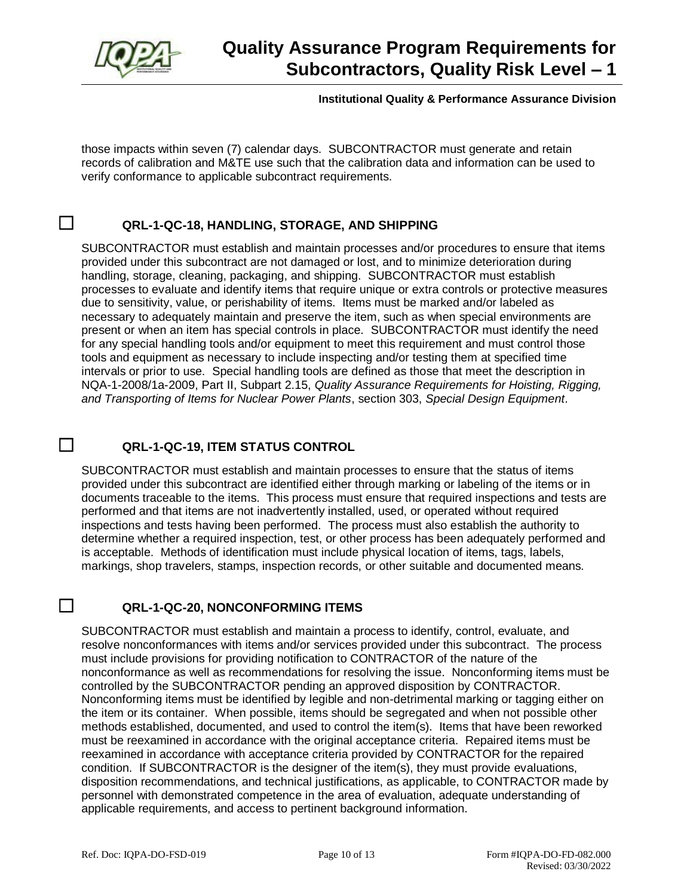those impacts within seven (7) calendar days. SUBCONTRACTOR must generate and retain records of calibration and M&TE use such that the calibration data and information can be used to verify conformance to applicable subcontract requirements.

☐ **QRL-1-QC-18, HANDLING, STORAGE, AND SHIPPING**

SUBCONTRACTOR must establish and maintain processes and/or procedures to ensure that items provided under this subcontract are not damaged or lost, and to minimize deterioration during handling, storage, cleaning, packaging, and shipping. SUBCONTRACTOR must establish processes to evaluate and identify items that require unique or extra controls or protective measures due to sensitivity, value, or perishability of items. Items must be marked and/or labeled as necessary to adequately maintain and preserve the item, such as when special environments are present or when an item has special controls in place. SUBCONTRACTOR must identify the need for any special handling tools and/or equipment to meet this requirement and must control those tools and equipment as necessary to include inspecting and/or testing them at specified time intervals or prior to use. Special handling tools are defined as those that meet the description in NQA-1-2008/1a-2009, Part II, Subpart 2.15, *Quality Assurance Requirements for Hoisting, Rigging, and Transporting of Items for Nuclear Power Plants*, section 303, *Special Design Equipment*.

☐ **QRL-1-QC-19, ITEM STATUS CONTROL**

SUBCONTRACTOR must establish and maintain processes to ensure that the status of items provided under this subcontract are identified either through marking or labeling of the items or in documents traceable to the items. This process must ensure that required inspections and tests are performed and that items are not inadvertently installed, used, or operated without required inspections and tests having been performed. The process must also establish the authority to determine whether a required inspection, test, or other process has been adequately performed and is acceptable. Methods of identification must include physical location of items, tags, labels, markings, shop travelers, stamps, inspection records, or other suitable and documented means.

☐ **QRL-1-QC-20, NONCONFORMING ITEMS**

SUBCONTRACTOR must establish and maintain a process to identify, control, evaluate, and resolve nonconformances with items and/or services provided under this subcontract. The process must include provisions for providing notification to CONTRACTOR of the nature of the nonconformance as well as recommendations for resolving the issue. Nonconforming items must be controlled by the SUBCONTRACTOR pending an approved disposition by CONTRACTOR. Nonconforming items must be identified by legible and non-detrimental marking or tagging either on the item or its container. When possible, items should be segregated and when not possible other methods established, documented, and used to control the item(s). Items that have been reworked must be reexamined in accordance with the original acceptance criteria. Repaired items must be reexamined in accordance with acceptance criteria provided by CONTRACTOR for the repaired condition. If SUBCONTRACTOR is the designer of the item(s), they must provide evaluations, disposition recommendations, and technical justifications, as applicable, to CONTRACTOR made by personnel with demonstrated competence in the area of evaluation, adequate understanding of applicable requirements, and access to pertinent background information.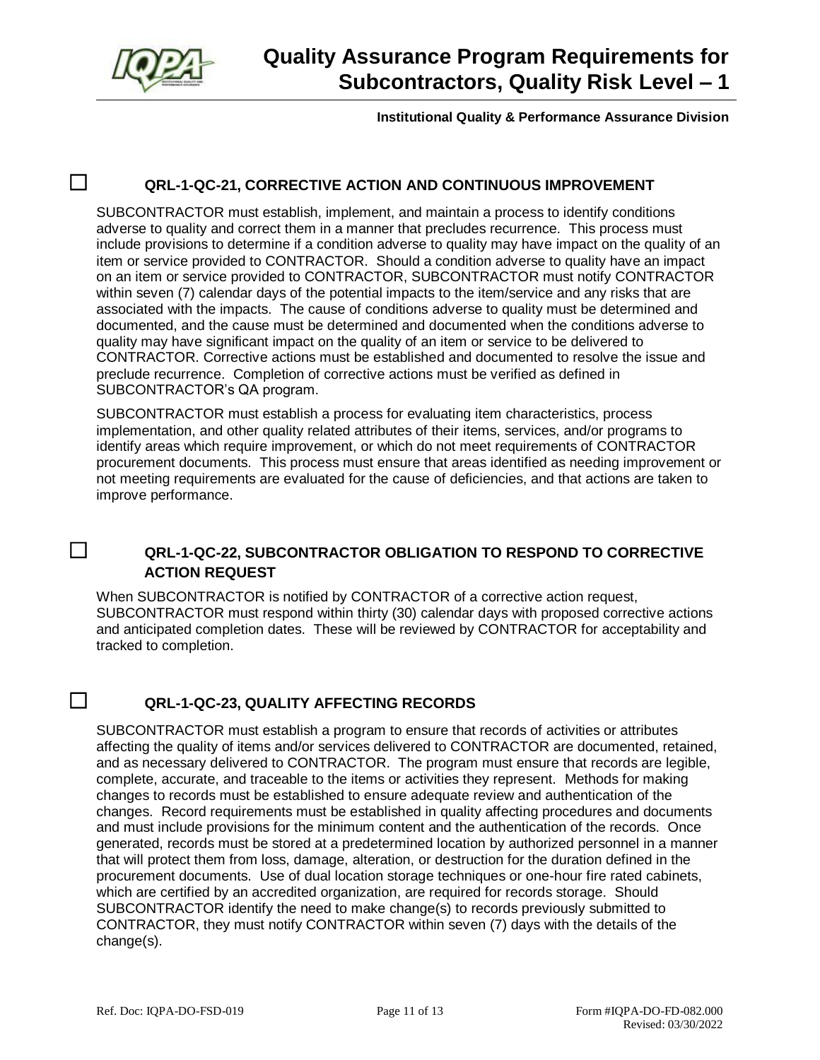☐ **QRL-1-QC-21, CORRECTIVE ACTION AND CONTINUOUS IMPROVEMENT**

SUBCONTRACTOR must establish, implement, and maintain a process to identify conditions adverse to quality and correct them in a manner that precludes recurrence. This process must include provisions to determine if a condition adverse to quality may have impact on the quality of an item or service provided to CONTRACTOR. Should a condition adverse to quality have an impact on an item or service provided to CONTRACTOR, SUBCONTRACTOR must notify CONTRACTOR within seven (7) calendar days of the potential impacts to the item/service and any risks that are associated with the impacts. The cause of conditions adverse to quality must be determined and documented, and the cause must be determined and documented when the conditions adverse to quality may have significant impact on the quality of an item or service to be delivered to CONTRACTOR. Corrective actions must be established and documented to resolve the issue and preclude recurrence. Completion of corrective actions must be verified as defined in SUBCONTRACTOR's QA program.

SUBCONTRACTOR must establish a process for evaluating item characteristics, process implementation, and other quality related attributes of their items, services, and/or programs to identify areas which require improvement, or which do not meet requirements of CONTRACTOR procurement documents. This process must ensure that areas identified as needing improvement or not meeting requirements are evaluated for the cause of deficiencies, and that actions are taken to improve performance.

☐ **QRL-1-QC-22, SUBCONTRACTOR OBLIGATION TO RESPOND TO CORRECTIVE ACTION REQUEST**

When SUBCONTRACTOR is notified by CONTRACTOR of a corrective action request, SUBCONTRACTOR must respond within thirty (30) calendar days with proposed corrective actions and anticipated completion dates. These will be reviewed by CONTRACTOR for acceptability and tracked to completion.

☐ **QRL-1-QC-23, QUALITY AFFECTING RECORDS**

SUBCONTRACTOR must establish a program to ensure that records of activities or attributes affecting the quality of items and/or services delivered to CONTRACTOR are documented, retained, and as necessary delivered to CONTRACTOR. The program must ensure that records are legible, complete, accurate, and traceable to the items or activities they represent. Methods for making changes to records must be established to ensure adequate review and authentication of the changes. Record requirements must be established in quality affecting procedures and documents and must include provisions for the minimum content and the authentication of the records. Once generated, records must be stored at a predetermined location by authorized personnel in a manner that will protect them from loss, damage, alteration, or destruction for the duration defined in the procurement documents. Use of dual location storage techniques or one-hour fire rated cabinets, which are certified by an accredited organization, are required for records storage. Should SUBCONTRACTOR identify the need to make change(s) to records previously submitted to CONTRACTOR, they must notify CONTRACTOR within seven (7) days with the details of the change(s).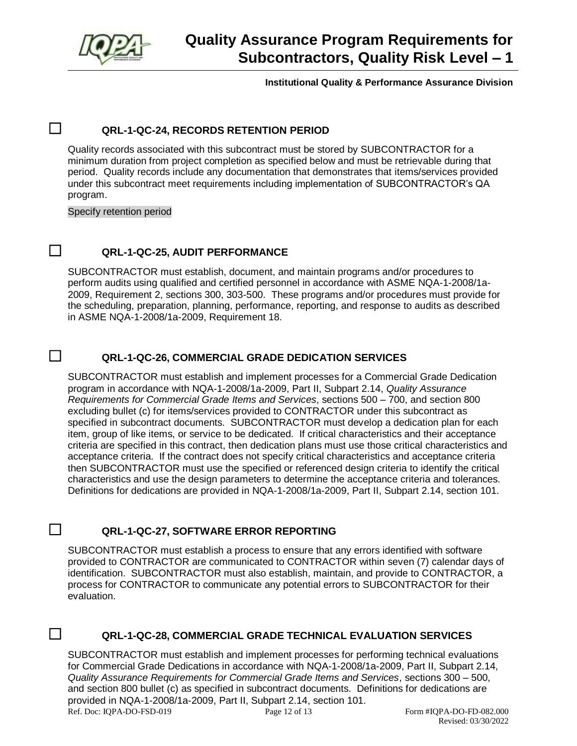☐ **QRL-1-QC-24, RECORDS RETENTION PERIOD**

Quality records associated with this subcontract must be stored by SUBCONTRACTOR for a minimum duration from project completion as specified below and must be retrievable during that period. Quality records include any documentation that demonstrates that items/services provided under this subcontract meet requirements including implementation of SUBCONTRACTOR's QA program.

Specify retention period

☐ **QRL-1-QC-25, AUDIT PERFORMANCE**

SUBCONTRACTOR must establish, document, and maintain programs and/or procedures to perform audits using qualified and certified personnel in accordance with ASME NQA-1-2008/1a-2009, Requirement 2, sections 300, 303-500. These programs and/or procedures must provide for the scheduling, preparation, planning, performance, reporting, and response to audits as described in ASME NQA-1-2008/1a-2009, Requirement 18.

☐ **QRL-1-QC-26, COMMERCIAL GRADE DEDICATION SERVICES**

SUBCONTRACTOR must establish and implement processes for a Commercial Grade Dedication program in accordance with NQA-1-2008/1a-2009, Part II, Subpart 2.14, *Quality Assurance Requirements for Commercial Grade Items and Services*, sections 500 – 700, and section 800 excluding bullet (c) for items/services provided to CONTRACTOR under this subcontract as specified in subcontract documents. SUBCONTRACTOR must develop a dedication plan for each item, group of like items, or service to be dedicated. If critical characteristics and their acceptance criteria are specified in this contract, then dedication plans must use those critical characteristics and acceptance criteria. If the contract does not specify critical characteristics and acceptance criteria then SUBCONTRACTOR must use the specified or referenced design criteria to identify the critical characteristics and use the design parameters to determine the acceptance criteria and tolerances. Definitions for dedications are provided in NQA-1-2008/1a-2009, Part II, Subpart 2.14, section 101.

☐ **QRL-1-QC-27, SOFTWARE ERROR REPORTING**

SUBCONTRACTOR must establish a process to ensure that any errors identified with software provided to CONTRACTOR are communicated to CONTRACTOR within seven (7) calendar days of identification. SUBCONTRACTOR must also establish, maintain, and provide to CONTRACTOR, a process for CONTRACTOR to communicate any potential errors to SUBCONTRACTOR for their evaluation.

☐ **QRL-1-QC-28, COMMERCIAL GRADE TECHNICAL EVALUATION SERVICES**

SUBCONTRACTOR must establish and implement processes for performing technical evaluations for Commercial Grade Dedications in accordance with NQA-1-2008/1a-2009, Part II, Subpart 2.14, *Quality Assurance Requirements for Commercial Grade Items and Services*, sections 300 – 500, and section 800 bullet (c) as specified in subcontract documents. Definitions for dedications are provided in NQA-1-2008/1a-2009, Part II, Subpart 2.14, section 101.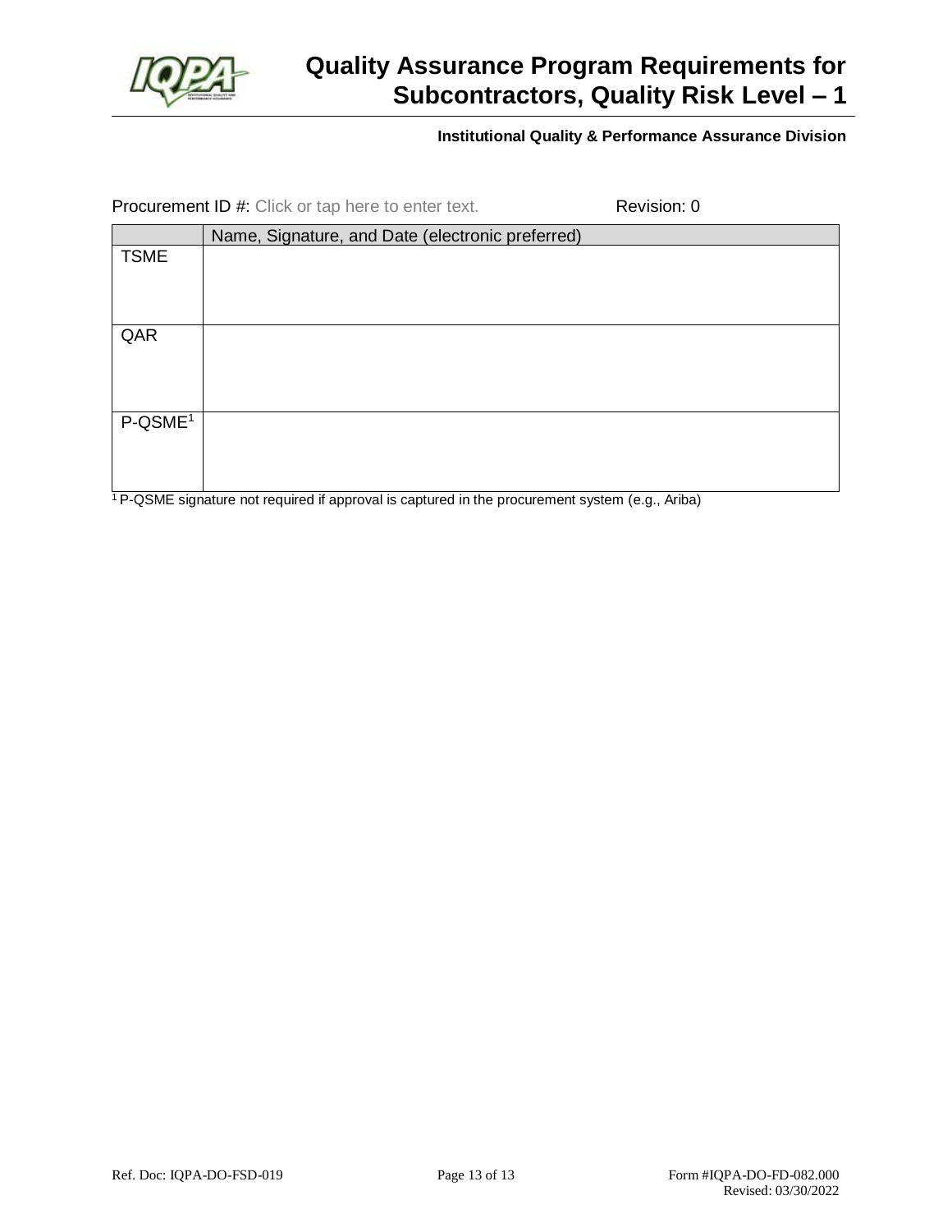Procurement ID #: Click or tap here to enter text. Revision: 0

| | Name, Signature, and Date (electronic preferred) |
|---|---|
| TSME | |
| QAR | |
| P-QSME[1] | |

[1] P-QSME signature not required if approval is captured in the procurement system (e.g., Ariba)